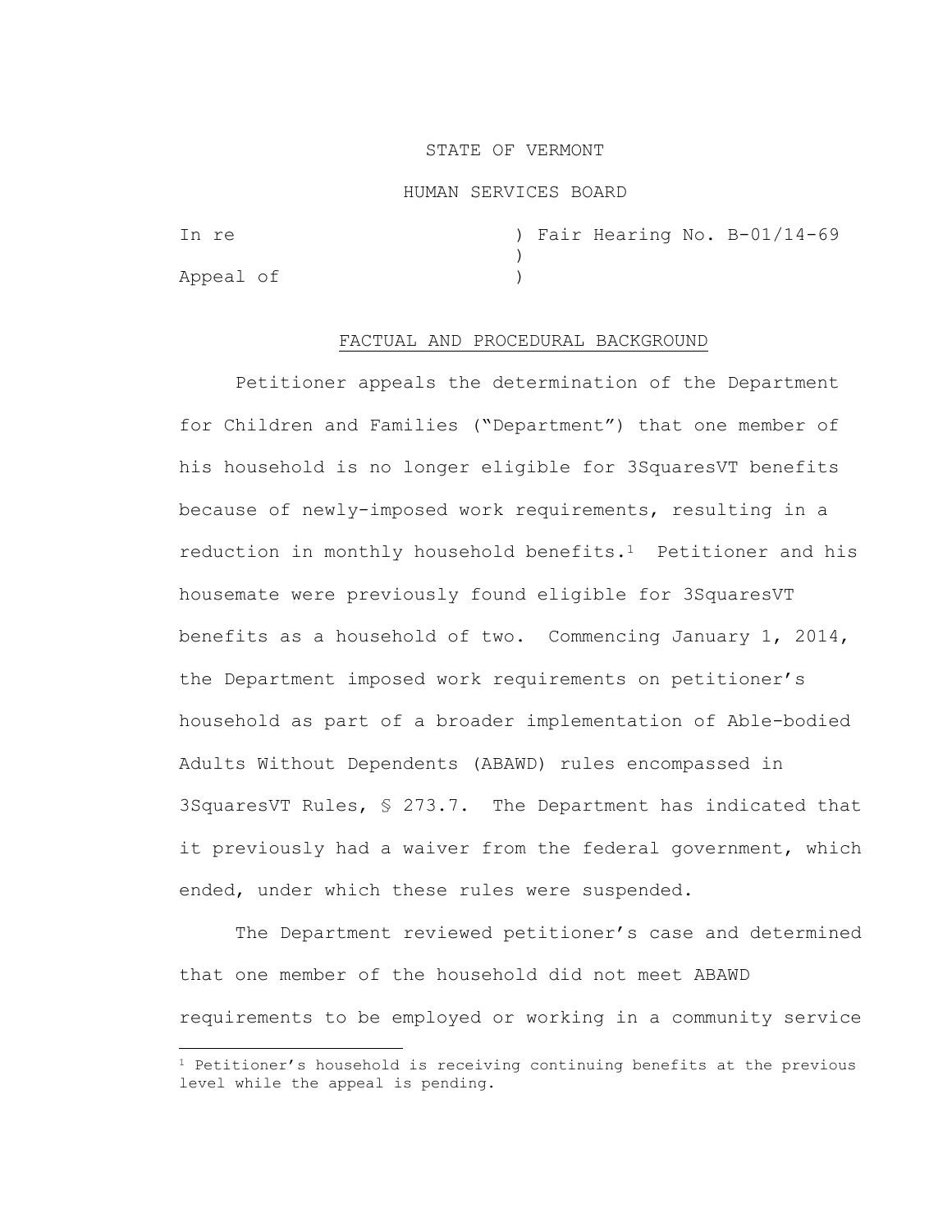STATE OF VERMONT

HUMAN SERVICES BOARD

In re ) Fair Hearing No. B-01/14-69
)
Appeal of )

## FACTUAL AND PROCEDURAL BACKGROUND

Petitioner appeals the determination of the Department for Children and Families ("Department") that one member of his household is no longer eligible for 3SquaresVT benefits because of newly-imposed work requirements, resulting in a reduction in monthly household benefits.[1] Petitioner and his housemate were previously found eligible for 3SquaresVT benefits as a household of two. Commencing January 1, 2014, the Department imposed work requirements on petitioner's household as part of a broader implementation of Able-bodied Adults Without Dependents (ABAWD) rules encompassed in 3SquaresVT Rules, § 273.7. The Department has indicated that it previously had a waiver from the federal government, which ended, under which these rules were suspended.

The Department reviewed petitioner's case and determined that one member of the household did not meet ABAWD requirements to be employed or working in a community service

[1] Petitioner's household is receiving continuing benefits at the previous level while the appeal is pending.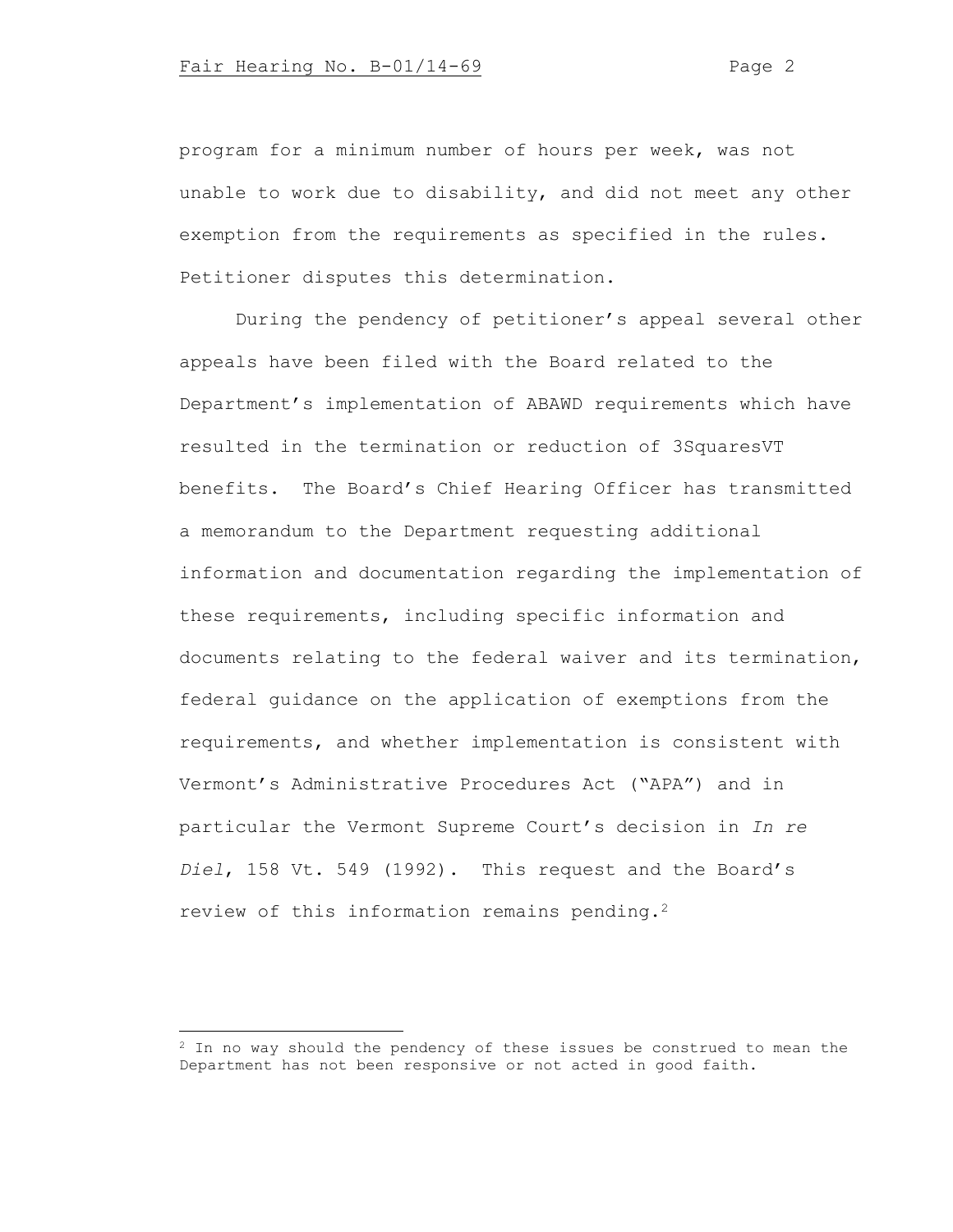program for a minimum number of hours per week, was not unable to work due to disability, and did not meet any other exemption from the requirements as specified in the rules. Petitioner disputes this determination.

During the pendency of petitioner's appeal several other appeals have been filed with the Board related to the Department's implementation of ABAWD requirements which have resulted in the termination or reduction of 3SquaresVT benefits. The Board's Chief Hearing Officer has transmitted a memorandum to the Department requesting additional information and documentation regarding the implementation of these requirements, including specific information and documents relating to the federal waiver and its termination, federal guidance on the application of exemptions from the requirements, and whether implementation is consistent with Vermont's Administrative Procedures Act ("APA") and in particular the Vermont Supreme Court's decision in *In re Diel*, 158 Vt. 549 (1992). This request and the Board's review of this information remains pending.[2]

---

[2] In no way should the pendency of these issues be construed to mean the Department has not been responsive or not acted in good faith.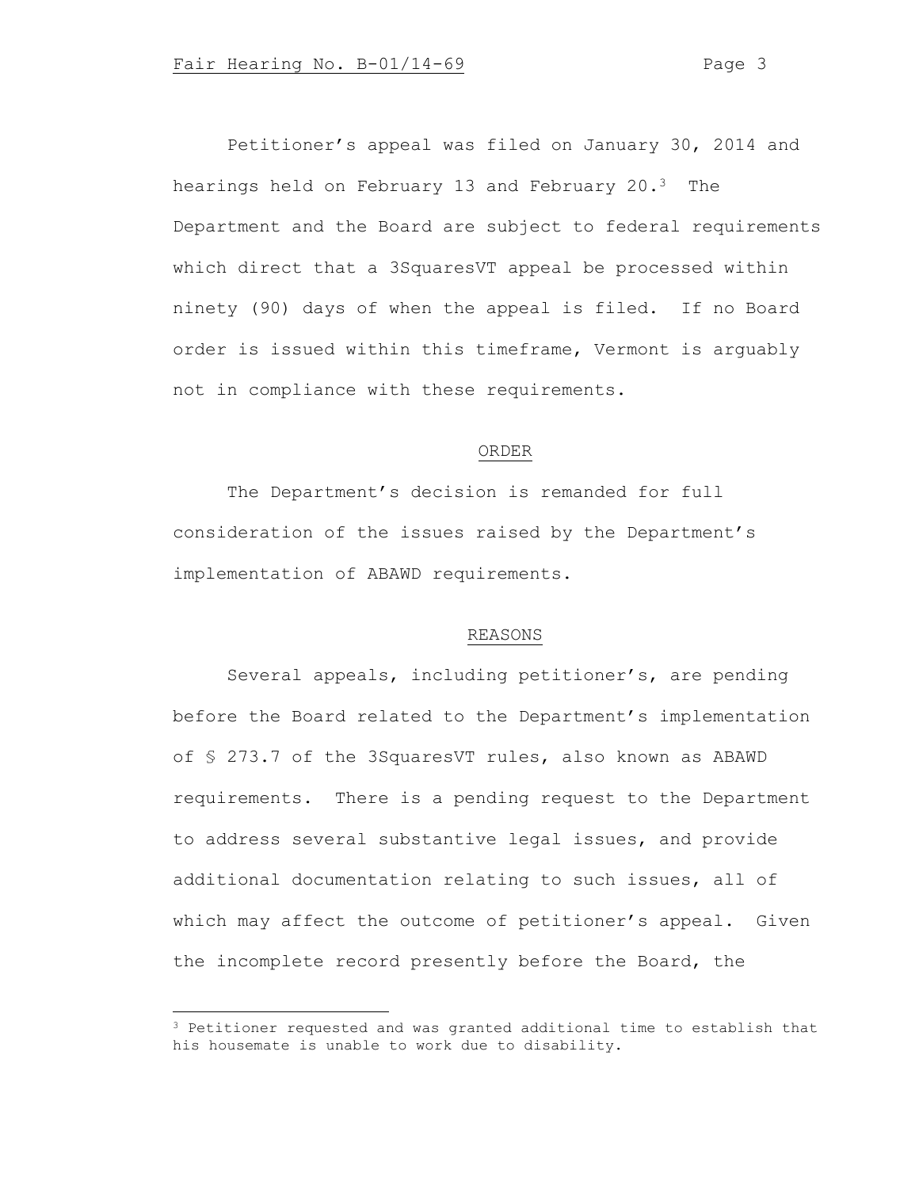Petitioner's appeal was filed on January 30, 2014 and hearings held on February 13 and February 20.[3] The Department and the Board are subject to federal requirements which direct that a 3SquaresVT appeal be processed within ninety (90) days of when the appeal is filed. If no Board order is issued within this timeframe, Vermont is arguably not in compliance with these requirements.

## ORDER

The Department's decision is remanded for full consideration of the issues raised by the Department's implementation of ABAWD requirements.

## REASONS

Several appeals, including petitioner's, are pending before the Board related to the Department's implementation of § 273.7 of the 3SquaresVT rules, also known as ABAWD requirements. There is a pending request to the Department to address several substantive legal issues, and provide additional documentation relating to such issues, all of which may affect the outcome of petitioner's appeal. Given the incomplete record presently before the Board, the

[3] Petitioner requested and was granted additional time to establish that his housemate is unable to work due to disability.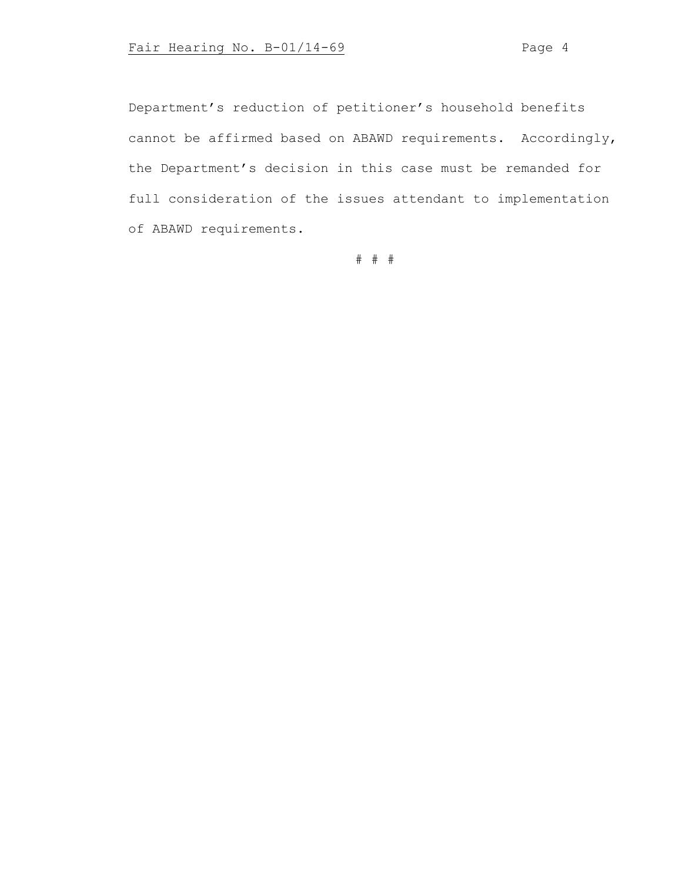Department's reduction of petitioner's household benefits cannot be affirmed based on ABAWD requirements. Accordingly, the Department's decision in this case must be remanded for full consideration of the issues attendant to implementation of ABAWD requirements.

# # #